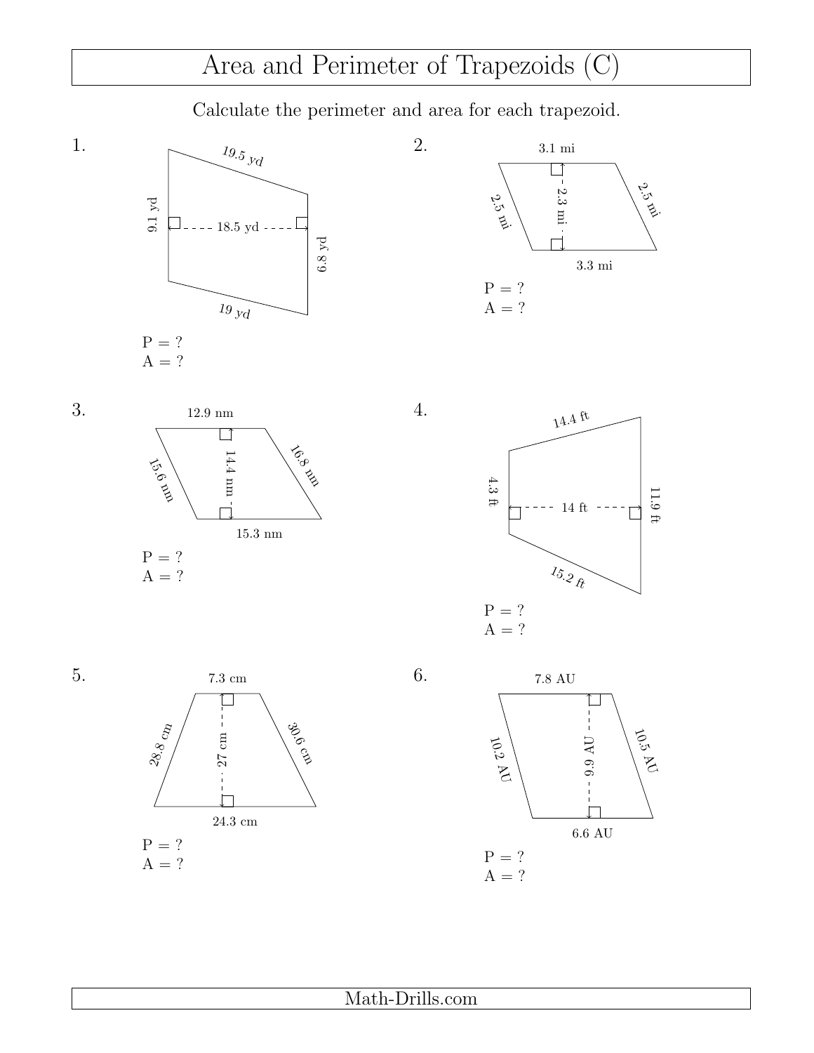# Area and Perimeter of Trapezoids (C)

Calculate the perimeter and area for each trapezoid.

1.

19.5 yd

9.1 yd

18.5 yd

6.8 yd

19 yd

P = ?
A = ?

2.

3.1 mi

2.5 mi

2.3 mi

2.5 mi

3.3 mi

P = ?
A = ?

3.

12.9 nm

15.6 nm

14.4 nm

16.8 nm

15.3 nm

P = ?
A = ?

4.

14.4 ft

4.3 ft

14 ft

11.9 ft

15.2 ft

P = ?
A = ?

5.

7.3 cm

28.8 cm

27 cm

30.6 cm

24.3 cm

P = ?
A = ?

6.

7.8 AU

10.2 AU

9.9 AU

10.5 AU

6.6 AU

P = ?
A = ?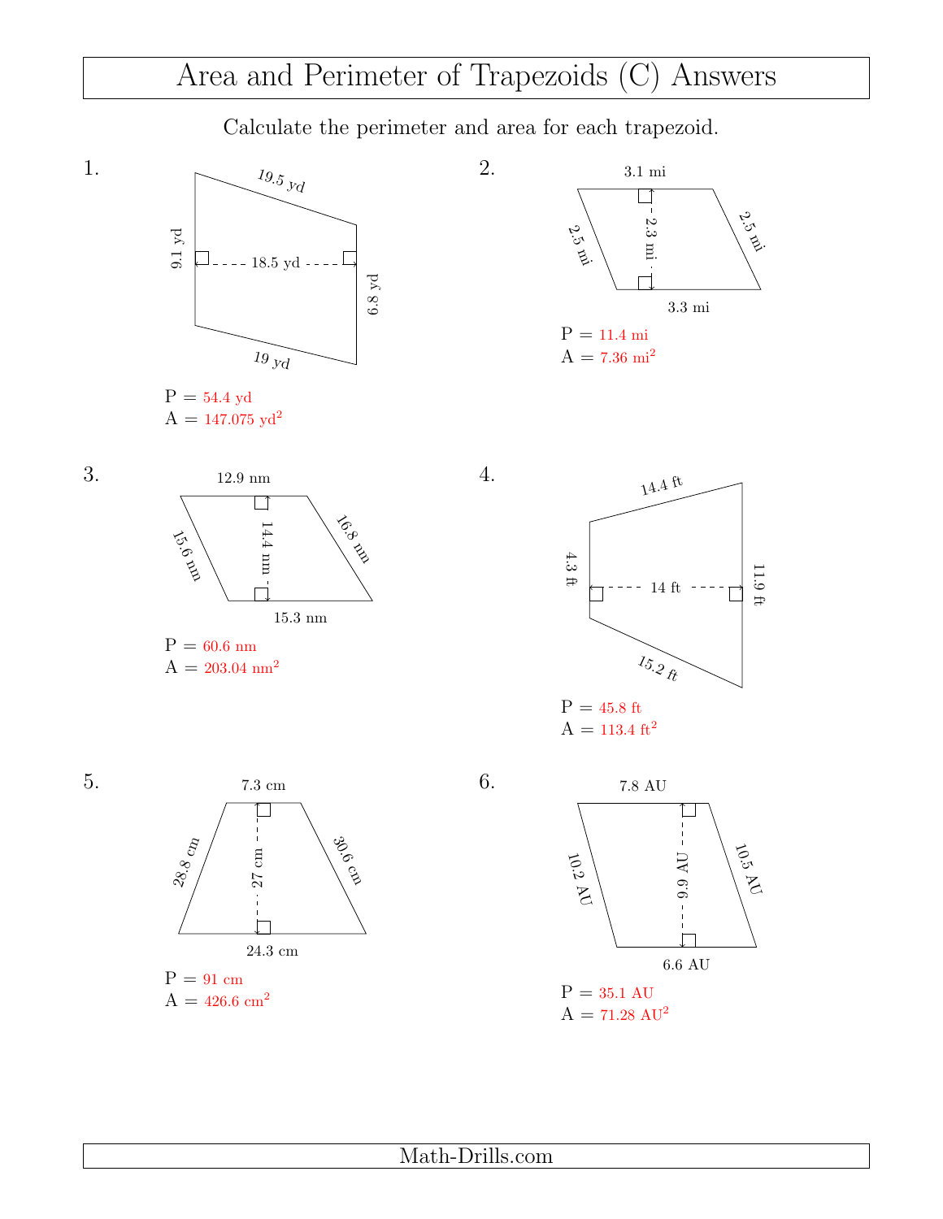# Area and Perimeter of Trapezoids (C) Answers

Calculate the perimeter and area for each trapezoid.

1.

19.5 yd
9.1 yd
18.5 yd
6.8 yd
19 yd

P = 54.4 yd
A = 147.075 yd$^2$

2.

3.1 mi
2.5 mi
2.3 mi
2.5 mi
3.3 mi

P = 11.4 mi
A = 7.36 mi$^2$

3.

12.9 nm
15.6 nm
14.4 nm
16.8 nm
15.3 nm

P = 60.6 nm
A = 203.04 nm$^2$

4.

14.4 ft
4.3 ft
14 ft
11.9 ft
15.2 ft

P = 45.8 ft
A = 113.4 ft$^2$

5.

7.3 cm
28.8 cm
27 cm
30.6 cm
24.3 cm

P = 91 cm
A = 426.6 cm$^2$

6.

7.8 AU
10.2 AU
9.9 AU
10.5 AU
6.6 AU

P = 35.1 AU
A = 71.28 AU$^2$